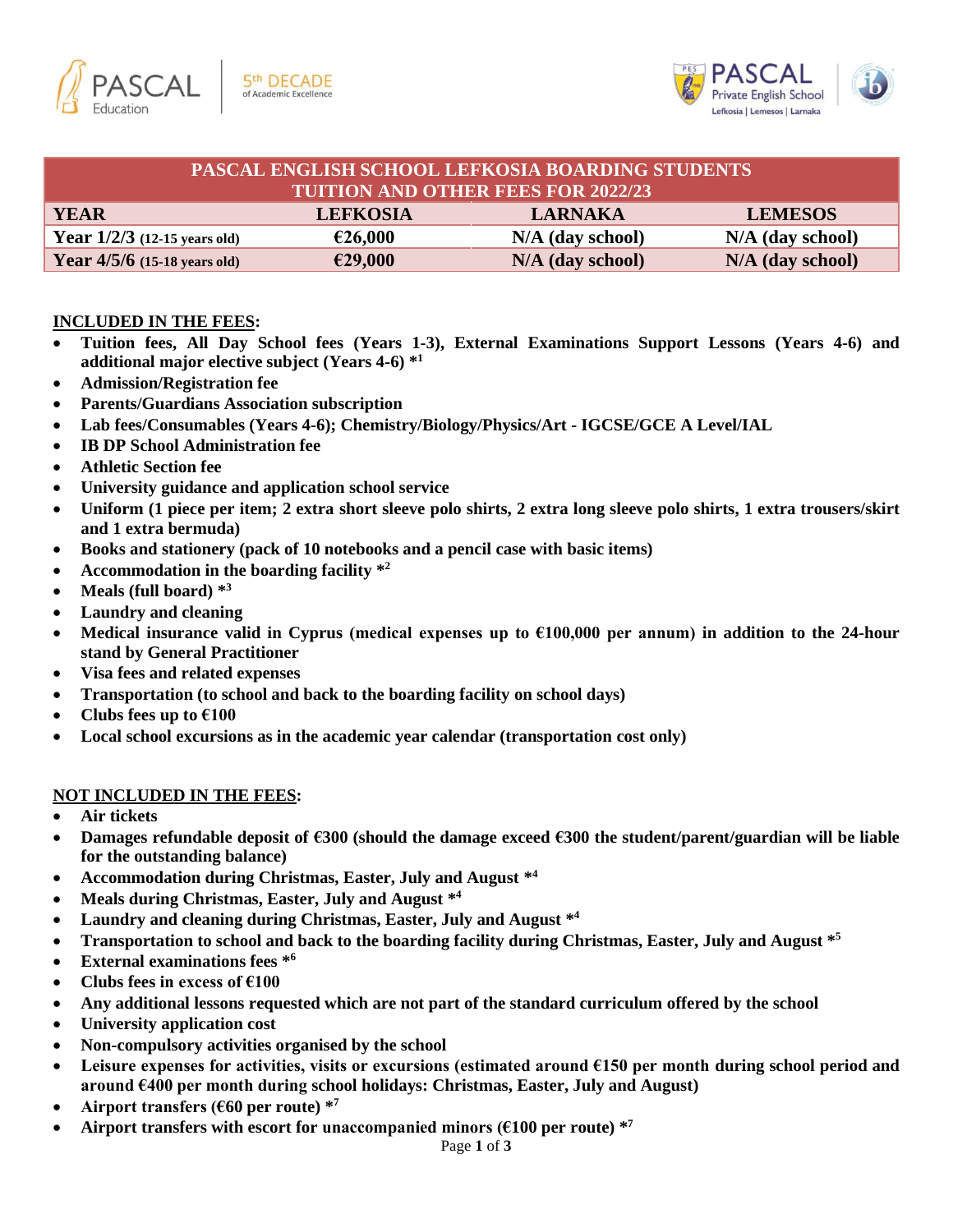| PASCAL ENGLISH SCHOOL LEFKOSIA BOARDING STUDENTS TUITION AND OTHER FEES FOR 2022/23 | | | |
|---|---|---|---|
| **YEAR** | **LEFKOSIA** | **LARNAKA** | **LEMESOS** |
| **Year 1/2/3** (12-15 years old) | **€26,000** | **N/A (day school)** | **N/A (day school)** |
| **Year 4/5/6** (15-18 years old) | **€29,000** | **N/A (day school)** | **N/A (day school)** |

**INCLUDED IN THE FEES:**

- **Tuition fees, All Day School fees (Years 1-3), External Examinations Support Lessons (Years 4-6) and additional major elective subject (Years 4-6) \*[1]**
- **Admission/Registration fee**
- **Parents/Guardians Association subscription**
- **Lab fees/Consumables (Years 4-6); Chemistry/Biology/Physics/Art - IGCSE/GCE A Level/IAL**
- **IB DP School Administration fee**
- **Athletic Section fee**
- **University guidance and application school service**
- **Uniform (1 piece per item; 2 extra short sleeve polo shirts, 2 extra long sleeve polo shirts, 1 extra trousers/skirt and 1 extra bermuda)**
- **Books and stationery (pack of 10 notebooks and a pencil case with basic items)**
- **Accommodation in the boarding facility \*[2]**
- **Meals (full board) \*[3]**
- **Laundry and cleaning**
- **Medical insurance valid in Cyprus (medical expenses up to €100,000 per annum) in addition to the 24-hour stand by General Practitioner**
- **Visa fees and related expenses**
- **Transportation (to school and back to the boarding facility on school days)**
- **Clubs fees up to €100**
- **Local school excursions as in the academic year calendar (transportation cost only)**

**NOT INCLUDED IN THE FEES:**

- **Air tickets**
- **Damages refundable deposit of €300 (should the damage exceed €300 the student/parent/guardian will be liable for the outstanding balance)**
- **Accommodation during Christmas, Easter, July and August \*[4]**
- **Meals during Christmas, Easter, July and August \*[4]**
- **Laundry and cleaning during Christmas, Easter, July and August \*[4]**
- **Transportation to school and back to the boarding facility during Christmas, Easter, July and August \*[5]**
- **External examinations fees \*[6]**
- **Clubs fees in excess of €100**
- **Any additional lessons requested which are not part of the standard curriculum offered by the school**
- **University application cost**
- **Non-compulsory activities organised by the school**
- **Leisure expenses for activities, visits or excursions (estimated around €150 per month during school period and around €400 per month during school holidays: Christmas, Easter, July and August)**
- **Airport transfers (€60 per route) \*[7]**
- **Airport transfers with escort for unaccompanied minors (€100 per route) \*[7]**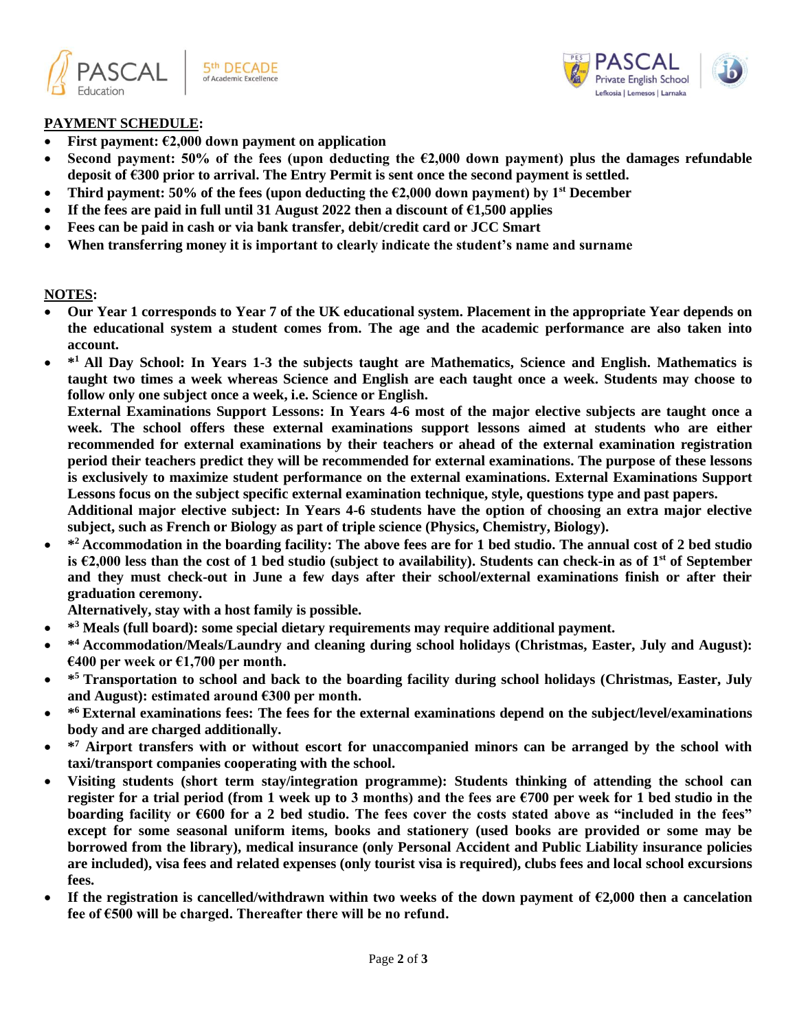**PAYMENT SCHEDULE:**

- **First payment: €2,000 down payment on application**
- **Second payment: 50% of the fees (upon deducting the €2,000 down payment) plus the damages refundable deposit of €300 prior to arrival. The Entry Permit is sent once the second payment is settled.**
- **Third payment: 50% of the fees (upon deducting the €2,000 down payment) by 1st December**
- **If the fees are paid in full until 31 August 2022 then a discount of €1,500 applies**
- **Fees can be paid in cash or via bank transfer, debit/credit card or JCC Smart**
- **When transferring money it is important to clearly indicate the student's name and surname**

**NOTES:**

- **Our Year 1 corresponds to Year 7 of the UK educational system. Placement in the appropriate Year depends on the educational system a student comes from. The age and the academic performance are also taken into account.**
- ***1 All Day School: In Years 1-3 the subjects taught are Mathematics, Science and English. Mathematics is taught two times a week whereas Science and English are each taught once a week. Students may choose to follow only one subject once a week, i.e. Science or English.**

  **External Examinations Support Lessons: In Years 4-6 most of the major elective subjects are taught once a week. The school offers these external examinations support lessons aimed at students who are either recommended for external examinations by their teachers or ahead of the external examination registration period their teachers predict they will be recommended for external examinations. The purpose of these lessons is exclusively to maximize student performance on the external examinations. External Examinations Support Lessons focus on the subject specific external examination technique, style, questions type and past papers.**

  **Additional major elective subject: In Years 4-6 students have the option of choosing an extra major elective subject, such as French or Biology as part of triple science (Physics, Chemistry, Biology).**
- ***2 Accommodation in the boarding facility: The above fees are for 1 bed studio. The annual cost of 2 bed studio is €2,000 less than the cost of 1 bed studio (subject to availability). Students can check-in as of 1st of September and they must check-out in June a few days after their school/external examinations finish or after their graduation ceremony.**

  **Alternatively, stay with a host family is possible.**
- ***3 Meals (full board): some special dietary requirements may require additional payment.**
- ***4 Accommodation/Meals/Laundry and cleaning during school holidays (Christmas, Easter, July and August): €400 per week or €1,700 per month.**
- ***5 Transportation to school and back to the boarding facility during school holidays (Christmas, Easter, July and August): estimated around €300 per month.**
- ***6 External examinations fees: The fees for the external examinations depend on the subject/level/examinations body and are charged additionally.**
- ***7 Airport transfers with or without escort for unaccompanied minors can be arranged by the school with taxi/transport companies cooperating with the school.**
- **Visiting students (short term stay/integration programme): Students thinking of attending the school can register for a trial period (from 1 week up to 3 months) and the fees are €700 per week for 1 bed studio in the boarding facility or €600 for a 2 bed studio. The fees cover the costs stated above as "included in the fees" except for some seasonal uniform items, books and stationery (used books are provided or some may be borrowed from the library), medical insurance (only Personal Accident and Public Liability insurance policies are included), visa fees and related expenses (only tourist visa is required), clubs fees and local school excursions fees.**
- **If the registration is cancelled/withdrawn within two weeks of the down payment of €2,000 then a cancelation fee of €500 will be charged. Thereafter there will be no refund.**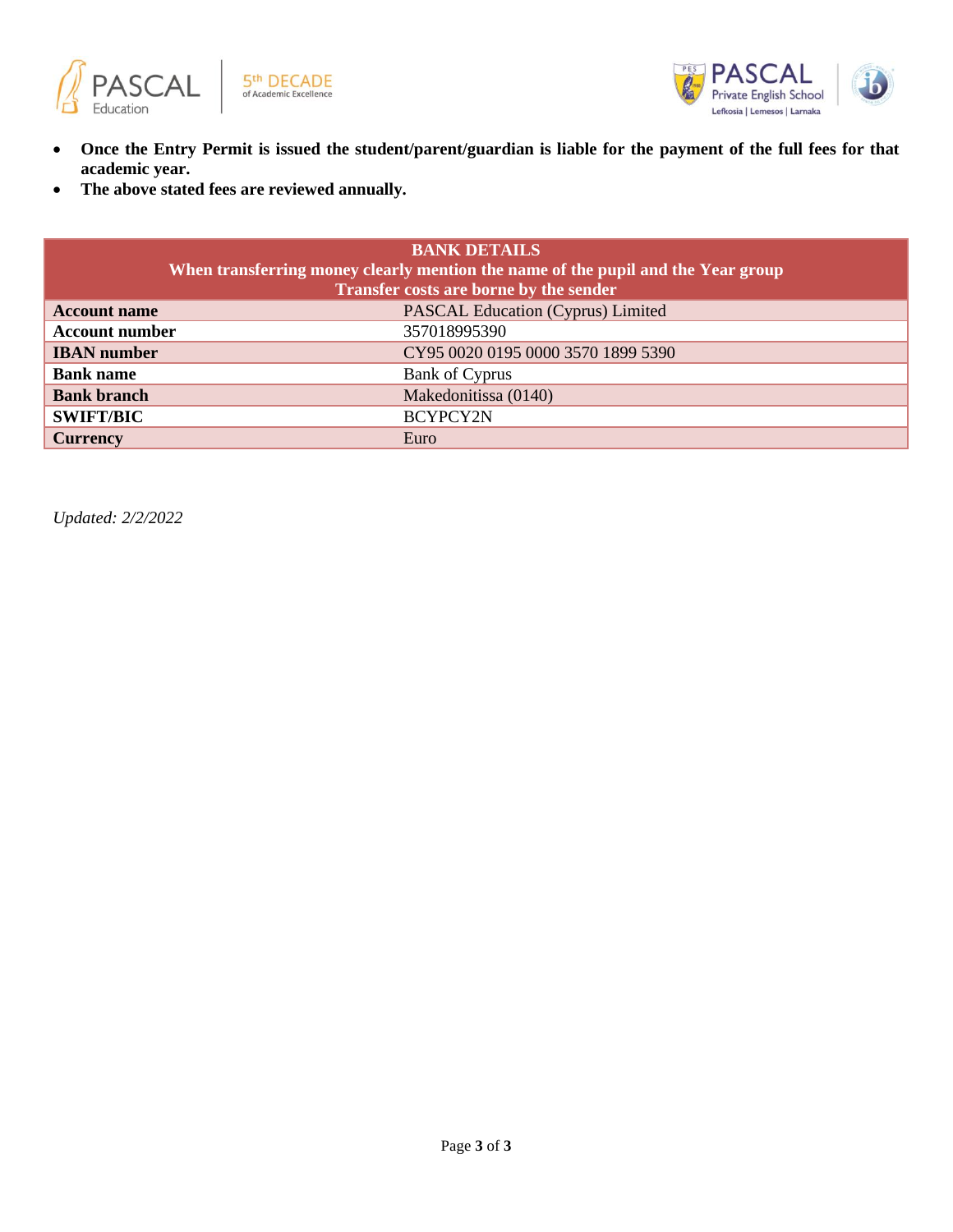- **Once the Entry Permit is issued the student/parent/guardian is liable for the payment of the full fees for that academic year.**
- **The above stated fees are reviewed annually.**

| **BANK DETAILS**<br>**When transferring money clearly mention the name of the pupil and the Year group**<br>**Transfer costs are borne by the sender** | |
|---|---|
| **Account name** | PASCAL Education (Cyprus) Limited |
| **Account number** | 357018995390 |
| **IBAN number** | CY95 0020 0195 0000 3570 1899 5390 |
| **Bank name** | Bank of Cyprus |
| **Bank branch** | Makedonitissa (0140) |
| **SWIFT/BIC** | BCYPCY2N |
| **Currency** | Euro |

*Updated: 2/2/2022*